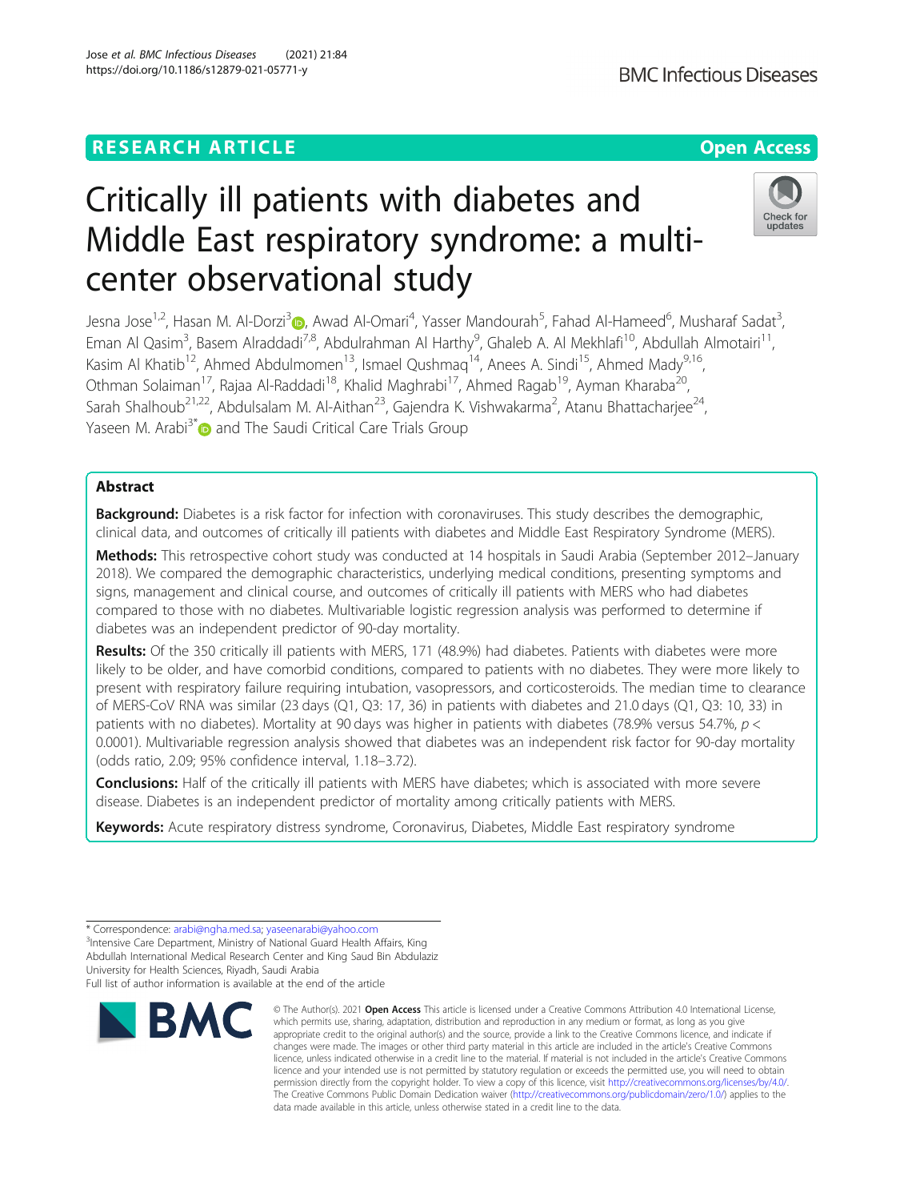RESEARCH ARTICLE

Open Access

# Critically ill patients with diabetes and Middle East respiratory syndrome: a multi-center observational study

Jesna Jose[1,2], Hasan M. Al-Dorzi[3], Awad Al-Omari[4], Yasser Mandourah[5], Fahad Al-Hameed[6], Musharaf Sadat[3], Eman Al Qasim[3], Basem Alraddadi[7,8], Abdulrahman Al Harthy[9], Ghaleb A. Al Mekhlafi[10], Abdullah Almotairi[11], Kasim Al Khatib[12], Ahmed Abdulmomen[13], Ismael Qushmaq[14], Anees A. Sindi[15], Ahmed Mady[9,16], Othman Solaiman[17], Rajaa Al-Raddadi[18], Khalid Maghrabi[17], Ahmed Ragab[19], Ayman Kharaba[20], Sarah Shalhoub[21,22], Abdulsalam M. Al-Aithan[23], Gajendra K. Vishwakarma[2], Atanu Bhattacharjee[24], Yaseen M. Arabi[3*] and The Saudi Critical Care Trials Group

## Abstract

**Background:** Diabetes is a risk factor for infection with coronaviruses. This study describes the demographic, clinical data, and outcomes of critically ill patients with diabetes and Middle East Respiratory Syndrome (MERS).

**Methods:** This retrospective cohort study was conducted at 14 hospitals in Saudi Arabia (September 2012–January 2018). We compared the demographic characteristics, underlying medical conditions, presenting symptoms and signs, management and clinical course, and outcomes of critically ill patients with MERS who had diabetes compared to those with no diabetes. Multivariable logistic regression analysis was performed to determine if diabetes was an independent predictor of 90-day mortality.

**Results:** Of the 350 critically ill patients with MERS, 171 (48.9%) had diabetes. Patients with diabetes were more likely to be older, and have comorbid conditions, compared to patients with no diabetes. They were more likely to present with respiratory failure requiring intubation, vasopressors, and corticosteroids. The median time to clearance of MERS-CoV RNA was similar (23 days (Q1, Q3: 17, 36) in patients with diabetes and 21.0 days (Q1, Q3: 10, 33) in patients with no diabetes). Mortality at 90 days was higher in patients with diabetes (78.9% versus 54.7%, $p < 0.0001$). Multivariable regression analysis showed that diabetes was an independent risk factor for 90-day mortality (odds ratio, 2.09; 95% confidence interval, 1.18–3.72).

**Conclusions:** Half of the critically ill patients with MERS have diabetes; which is associated with more severe disease. Diabetes is an independent predictor of mortality among critically patients with MERS.

**Keywords:** Acute respiratory distress syndrome, Coronavirus, Diabetes, Middle East respiratory syndrome

\* Correspondence: arabi@ngha.med.sa; yaseenarabi@yahoo.com
[3]Intensive Care Department, Ministry of National Guard Health Affairs, King Abdullah International Medical Research Center and King Saud Bin Abdulaziz University for Health Sciences, Riyadh, Saudi Arabia
Full list of author information is available at the end of the article

© The Author(s). 2021 **Open Access** This article is licensed under a Creative Commons Attribution 4.0 International License, which permits use, sharing, adaptation, distribution and reproduction in any medium or format, as long as you give appropriate credit to the original author(s) and the source, provide a link to the Creative Commons licence, and indicate if changes were made. The images or other third party material in this article are included in the article's Creative Commons licence, unless indicated otherwise in a credit line to the material. If material is not included in the article's Creative Commons licence and your intended use is not permitted by statutory regulation or exceeds the permitted use, you will need to obtain permission directly from the copyright holder. To view a copy of this licence, visit http://creativecommons.org/licenses/by/4.0/. The Creative Commons Public Domain Dedication waiver (http://creativecommons.org/publicdomain/zero/1.0/) applies to the data made available in this article, unless otherwise stated in a credit line to the data.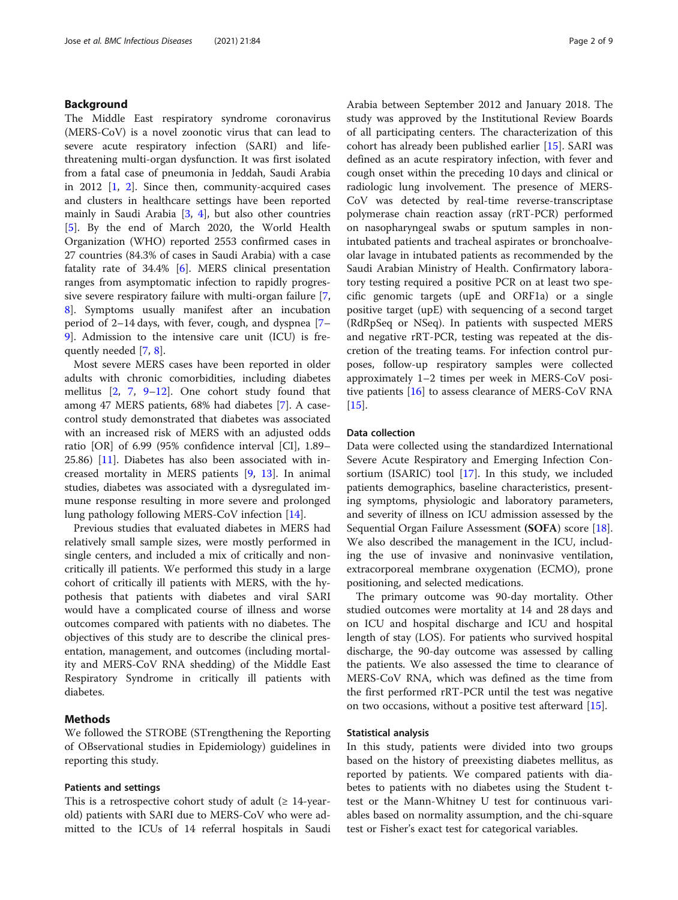## Background

The Middle East respiratory syndrome coronavirus (MERS-CoV) is a novel zoonotic virus that can lead to severe acute respiratory infection (SARI) and life-threatening multi-organ dysfunction. It was first isolated from a fatal case of pneumonia in Jeddah, Saudi Arabia in 2012 [1, 2]. Since then, community-acquired cases and clusters in healthcare settings have been reported mainly in Saudi Arabia [3, 4], but also other countries [5]. By the end of March 2020, the World Health Organization (WHO) reported 2553 confirmed cases in 27 countries (84.3% of cases in Saudi Arabia) with a case fatality rate of 34.4% [6]. MERS clinical presentation ranges from asymptomatic infection to rapidly progressive severe respiratory failure with multi-organ failure [7, 8]. Symptoms usually manifest after an incubation period of 2–14 days, with fever, cough, and dyspnea [7–9]. Admission to the intensive care unit (ICU) is frequently needed [7, 8].

Most severe MERS cases have been reported in older adults with chronic comorbidities, including diabetes mellitus [2, 7, 9–12]. One cohort study found that among 47 MERS patients, 68% had diabetes [7]. A case-control study demonstrated that diabetes was associated with an increased risk of MERS with an adjusted odds ratio [OR] of 6.99 (95% confidence interval [CI], 1.89–25.86) [11]. Diabetes has also been associated with increased mortality in MERS patients [9, 13]. In animal studies, diabetes was associated with a dysregulated immune response resulting in more severe and prolonged lung pathology following MERS-CoV infection [14].

Previous studies that evaluated diabetes in MERS had relatively small sample sizes, were mostly performed in single centers, and included a mix of critically and non-critically ill patients. We performed this study in a large cohort of critically ill patients with MERS, with the hypothesis that patients with diabetes and viral SARI would have a complicated course of illness and worse outcomes compared with patients with no diabetes. The objectives of this study are to describe the clinical presentation, management, and outcomes (including mortality and MERS-CoV RNA shedding) of the Middle East Respiratory Syndrome in critically ill patients with diabetes.

## Methods

We followed the STROBE (STrengthening the Reporting of OBservational studies in Epidemiology) guidelines in reporting this study.

### Patients and settings

This is a retrospective cohort study of adult (≥ 14-year-old) patients with SARI due to MERS-CoV who were admitted to the ICUs of 14 referral hospitals in Saudi Arabia between September 2012 and January 2018. The study was approved by the Institutional Review Boards of all participating centers. The characterization of this cohort has already been published earlier [15]. SARI was defined as an acute respiratory infection, with fever and cough onset within the preceding 10 days and clinical or radiologic lung involvement. The presence of MERS-CoV was detected by real-time reverse-transcriptase polymerase chain reaction assay (rRT-PCR) performed on nasopharyngeal swabs or sputum samples in non-intubated patients and tracheal aspirates or bronchoalveolar lavage in intubated patients as recommended by the Saudi Arabian Ministry of Health. Confirmatory laboratory testing required a positive PCR on at least two specific genomic targets (upE and ORF1a) or a single positive target (upE) with sequencing of a second target (RdRpSeq or NSeq). In patients with suspected MERS and negative rRT-PCR, testing was repeated at the discretion of the treating teams. For infection control purposes, follow-up respiratory samples were collected approximately 1–2 times per week in MERS-CoV positive patients [16] to assess clearance of MERS-CoV RNA [15].

### Data collection

Data were collected using the standardized International Severe Acute Respiratory and Emerging Infection Consortium (ISARIC) tool [17]. In this study, we included patients demographics, baseline characteristics, presenting symptoms, physiologic and laboratory parameters, and severity of illness on ICU admission assessed by the Sequential Organ Failure Assessment **(SOFA)** score [18]. We also described the management in the ICU, including the use of invasive and noninvasive ventilation, extracorporeal membrane oxygenation (ECMO), prone positioning, and selected medications.

The primary outcome was 90-day mortality. Other studied outcomes were mortality at 14 and 28 days and on ICU and hospital discharge and ICU and hospital length of stay (LOS). For patients who survived hospital discharge, the 90-day outcome was assessed by calling the patients. We also assessed the time to clearance of MERS-CoV RNA, which was defined as the time from the first performed rRT-PCR until the test was negative on two occasions, without a positive test afterward [15].

### Statistical analysis

In this study, patients were divided into two groups based on the history of preexisting diabetes mellitus, as reported by patients. We compared patients with diabetes to patients with no diabetes using the Student t-test or the Mann-Whitney U test for continuous variables based on normality assumption, and the chi-square test or Fisher's exact test for categorical variables.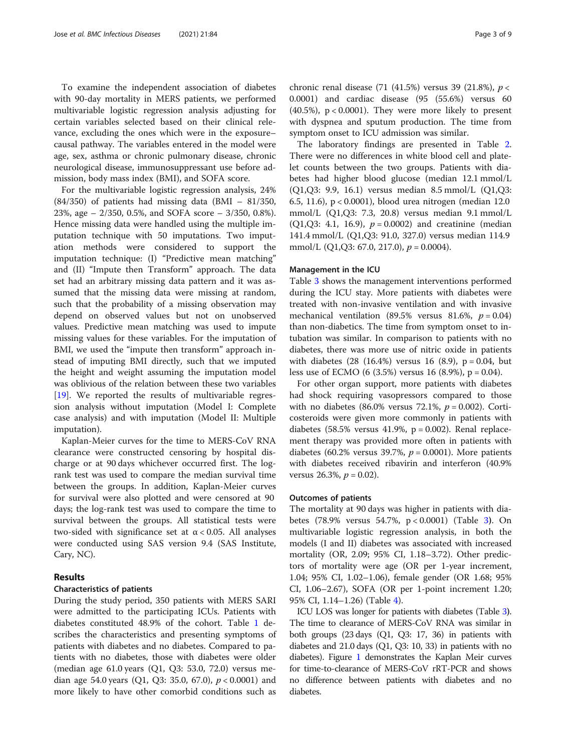To examine the independent association of diabetes with 90-day mortality in MERS patients, we performed multivariable logistic regression analysis adjusting for certain variables selected based on their clinical relevance, excluding the ones which were in the exposure–causal pathway. The variables entered in the model were age, sex, asthma or chronic pulmonary disease, chronic neurological disease, immunosuppressant use before admission, body mass index (BMI), and SOFA score.

For the multivariable logistic regression analysis, 24% (84/350) of patients had missing data (BMI – 81/350, 23%, age – 2/350, 0.5%, and SOFA score – 3/350, 0.8%). Hence missing data were handled using the multiple imputation technique with 50 imputations. Two imputation methods were considered to support the imputation technique: (I) "Predictive mean matching" and (II) "Impute then Transform" approach. The data set had an arbitrary missing data pattern and it was assumed that the missing data were missing at random, such that the probability of a missing observation may depend on observed values but not on unobserved values. Predictive mean matching was used to impute missing values for these variables. For the imputation of BMI, we used the "impute then transform" approach instead of imputing BMI directly, such that we imputed the height and weight assuming the imputation model was oblivious of the relation between these two variables [19]. We reported the results of multivariable regression analysis without imputation (Model I: Complete case analysis) and with imputation (Model II: Multiple imputation).

Kaplan-Meier curves for the time to MERS-CoV RNA clearance were constructed censoring by hospital discharge or at 90 days whichever occurred first. The log-rank test was used to compare the median survival time between the groups. In addition, Kaplan-Meier curves for survival were also plotted and were censored at 90 days; the log-rank test was used to compare the time to survival between the groups. All statistical tests were two-sided with significance set at $\alpha < 0.05$. All analyses were conducted using SAS version 9.4 (SAS Institute, Cary, NC).

## Results

### Characteristics of patients

During the study period, 350 patients with MERS SARI were admitted to the participating ICUs. Patients with diabetes constituted 48.9% of the cohort. Table 1 describes the characteristics and presenting symptoms of patients with diabetes and no diabetes. Compared to patients with no diabetes, those with diabetes were older (median age 61.0 years (Q1, Q3: 53.0, 72.0) versus median age 54.0 years (Q1, Q3: 35.0, 67.0), $p < 0.0001$) and more likely to have other comorbid conditions such as chronic renal disease (71 (41.5%) versus 39 (21.8%), $p < 0.0001$) and cardiac disease (95 (55.6%) versus 60 (40.5%), $p < 0.0001$). They were more likely to present with dyspnea and sputum production. The time from symptom onset to ICU admission was similar.

The laboratory findings are presented in Table 2. There were no differences in white blood cell and platelet counts between the two groups. Patients with diabetes had higher blood glucose (median 12.1 mmol/L (Q1,Q3: 9.9, 16.1) versus median 8.5 mmol/L (Q1,Q3: 6.5, 11.6), $p < 0.0001$), blood urea nitrogen (median 12.0 mmol/L (Q1,Q3: 7.3, 20.8) versus median 9.1 mmol/L (Q1,Q3: 4.1, 16.9), $p = 0.0002$) and creatinine (median 141.4 mmol/L (Q1,Q3: 91.0, 327.0) versus median 114.9 mmol/L (Q1,Q3: 67.0, 217.0), $p = 0.0004$).

### Management in the ICU

Table 3 shows the management interventions performed during the ICU stay. More patients with diabetes were treated with non-invasive ventilation and with invasive mechanical ventilation (89.5% versus 81.6%, $p = 0.04$) than non-diabetics. The time from symptom onset to intubation was similar. In comparison to patients with no diabetes, there was more use of nitric oxide in patients with diabetes (28 (16.4%) versus 16 (8.9), $p = 0.04$, but less use of ECMO (6 (3.5%) versus 16 (8.9%), $p = 0.04$).

For other organ support, more patients with diabetes had shock requiring vasopressors compared to those with no diabetes (86.0% versus 72.1%, $p = 0.002$). Corticosteroids were given more commonly in patients with diabetes (58.5% versus 41.9%, $p = 0.002$). Renal replacement therapy was provided more often in patients with diabetes (60.2% versus 39.7%, $p = 0.0001$). More patients with diabetes received ribavirin and interferon (40.9% versus 26.3%, $p = 0.02$).

### Outcomes of patients

The mortality at 90 days was higher in patients with diabetes (78.9% versus 54.7%, $p < 0.0001$) (Table 3). On multivariable logistic regression analysis, in both the models (I and II) diabetes was associated with increased mortality (OR, 2.09; 95% CI, 1.18–3.72). Other predictors of mortality were age (OR per 1-year increment, 1.04; 95% CI, 1.02–1.06), female gender (OR 1.68; 95% CI, 1.06–2.67), SOFA (OR per 1-point increment 1.20; 95% CI, 1.14–1.26) (Table 4).

ICU LOS was longer for patients with diabetes (Table 3). The time to clearance of MERS-CoV RNA was similar in both groups (23 days (Q1, Q3: 17, 36) in patients with diabetes and 21.0 days (Q1, Q3: 10, 33) in patients with no diabetes). Figure 1 demonstrates the Kaplan Meir curves for time-to-clearance of MERS-CoV rRT-PCR and shows no difference between patients with diabetes and no diabetes.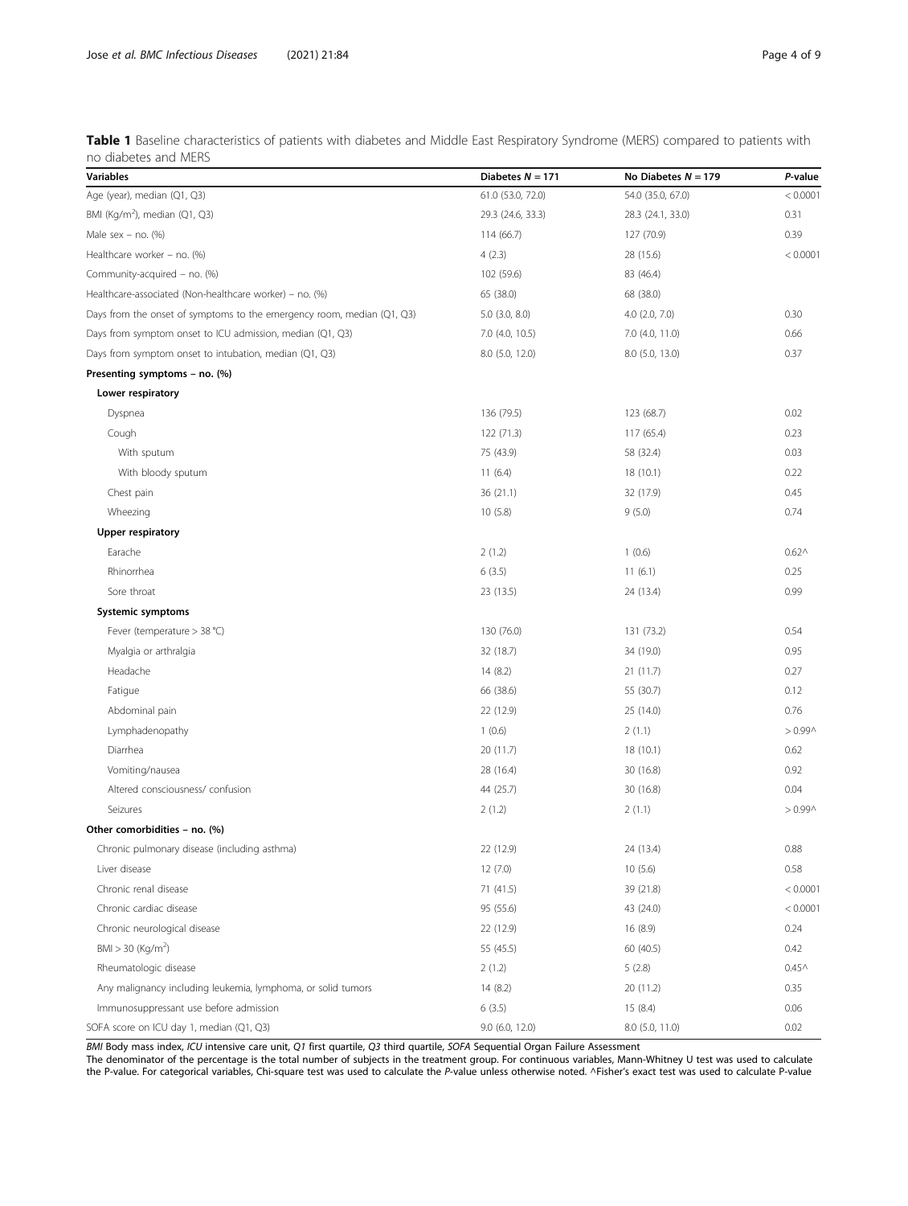**Table 1** Baseline characteristics of patients with diabetes and Middle East Respiratory Syndrome (MERS) compared to patients with no diabetes and MERS

| Variables | Diabetes *N* = 171 | No Diabetes *N* = 179 | *P*-value |
|---|---|---|---|
| Age (year), median (Q1, Q3) | 61.0 (53.0, 72.0) | 54.0 (35.0, 67.0) | < 0.0001 |
| BMI (Kg/m$^2$), median (Q1, Q3) | 29.3 (24.6, 33.3) | 28.3 (24.1, 33.0) | 0.31 |
| Male sex – no. (%) | 114 (66.7) | 127 (70.9) | 0.39 |
| Healthcare worker – no. (%) | 4 (2.3) | 28 (15.6) | < 0.0001 |
| Community-acquired – no. (%) | 102 (59.6) | 83 (46.4) | |
| Healthcare-associated (Non-healthcare worker) – no. (%) | 65 (38.0) | 68 (38.0) | |
| Days from the onset of symptoms to the emergency room, median (Q1, Q3) | 5.0 (3.0, 8.0) | 4.0 (2.0, 7.0) | 0.30 |
| Days from symptom onset to ICU admission, median (Q1, Q3) | 7.0 (4.0, 10.5) | 7.0 (4.0, 11.0) | 0.66 |
| Days from symptom onset to intubation, median (Q1, Q3) | 8.0 (5.0, 12.0) | 8.0 (5.0, 13.0) | 0.37 |
| **Presenting symptoms – no. (%)** | | | |
| **Lower respiratory** | | | |
| Dyspnea | 136 (79.5) | 123 (68.7) | 0.02 |
| Cough | 122 (71.3) | 117 (65.4) | 0.23 |
| With sputum | 75 (43.9) | 58 (32.4) | 0.03 |
| With bloody sputum | 11 (6.4) | 18 (10.1) | 0.22 |
| Chest pain | 36 (21.1) | 32 (17.9) | 0.45 |
| Wheezing | 10 (5.8) | 9 (5.0) | 0.74 |
| **Upper respiratory** | | | |
| Earache | 2 (1.2) | 1 (0.6) | 0.62^ |
| Rhinorrhea | 6 (3.5) | 11 (6.1) | 0.25 |
| Sore throat | 23 (13.5) | 24 (13.4) | 0.99 |
| **Systemic symptoms** | | | |
| Fever (temperature > 38 °C) | 130 (76.0) | 131 (73.2) | 0.54 |
| Myalgia or arthralgia | 32 (18.7) | 34 (19.0) | 0.95 |
| Headache | 14 (8.2) | 21 (11.7) | 0.27 |
| Fatigue | 66 (38.6) | 55 (30.7) | 0.12 |
| Abdominal pain | 22 (12.9) | 25 (14.0) | 0.76 |
| Lymphadenopathy | 1 (0.6) | 2 (1.1) | > 0.99^ |
| Diarrhea | 20 (11.7) | 18 (10.1) | 0.62 |
| Vomiting/nausea | 28 (16.4) | 30 (16.8) | 0.92 |
| Altered consciousness/ confusion | 44 (25.7) | 30 (16.8) | 0.04 |
| Seizures | 2 (1.2) | 2 (1.1) | > 0.99^ |
| **Other comorbidities – no. (%)** | | | |
| Chronic pulmonary disease (including asthma) | 22 (12.9) | 24 (13.4) | 0.88 |
| Liver disease | 12 (7.0) | 10 (5.6) | 0.58 |
| Chronic renal disease | 71 (41.5) | 39 (21.8) | < 0.0001 |
| Chronic cardiac disease | 95 (55.6) | 43 (24.0) | < 0.0001 |
| Chronic neurological disease | 22 (12.9) | 16 (8.9) | 0.24 |
| BMI > 30 (Kg/m$^2$) | 55 (45.5) | 60 (40.5) | 0.42 |
| Rheumatologic disease | 2 (1.2) | 5 (2.8) | 0.45^ |
| Any malignancy including leukemia, lymphoma, or solid tumors | 14 (8.2) | 20 (11.2) | 0.35 |
| Immunosuppressant use before admission | 6 (3.5) | 15 (8.4) | 0.06 |
| SOFA score on ICU day 1, median (Q1, Q3) | 9.0 (6.0, 12.0) | 8.0 (5.0, 11.0) | 0.02 |

*BMI* Body mass index, *ICU* intensive care unit, *Q1* first quartile, *Q3* third quartile, *SOFA* Sequential Organ Failure Assessment

The denominator of the percentage is the total number of subjects in the treatment group. For continuous variables, Mann-Whitney U test was used to calculate the P-value. For categorical variables, Chi-square test was used to calculate the *P*-value unless otherwise noted. ^Fisher's exact test was used to calculate P-value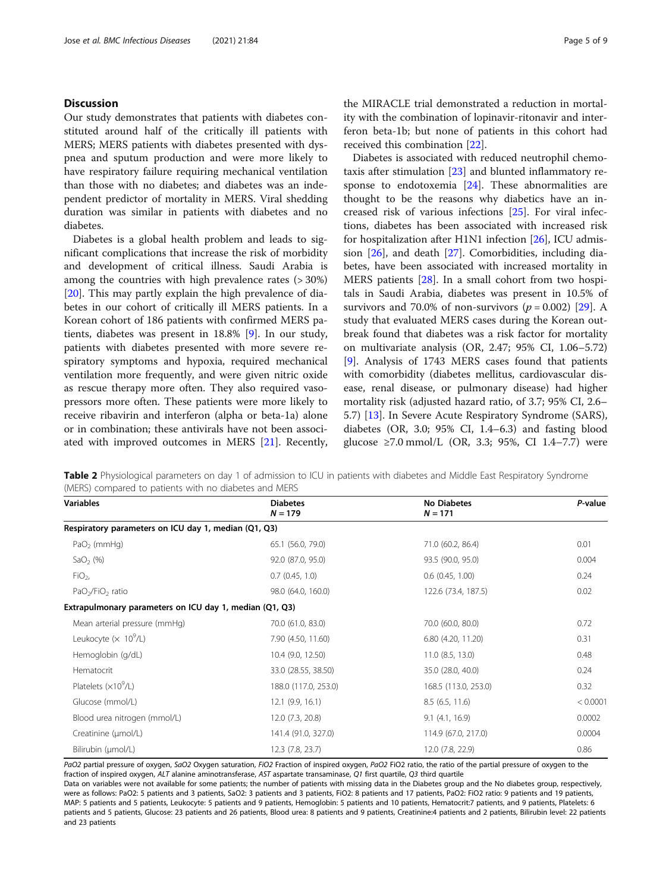## Discussion

Our study demonstrates that patients with diabetes constituted around half of the critically ill patients with MERS; MERS patients with diabetes presented with dyspnea and sputum production and were more likely to have respiratory failure requiring mechanical ventilation than those with no diabetes; and diabetes was an independent predictor of mortality in MERS. Viral shedding duration was similar in patients with diabetes and no diabetes.

Diabetes is a global health problem and leads to significant complications that increase the risk of morbidity and development of critical illness. Saudi Arabia is among the countries with high prevalence rates (> 30%) [20]. This may partly explain the high prevalence of diabetes in our cohort of critically ill MERS patients. In a Korean cohort of 186 patients with confirmed MERS patients, diabetes was present in 18.8% [9]. In our study, patients with diabetes presented with more severe respiratory symptoms and hypoxia, required mechanical ventilation more frequently, and were given nitric oxide as rescue therapy more often. They also required vasopressors more often. These patients were more likely to receive ribavirin and interferon (alpha or beta-1a) alone or in combination; these antivirals have not been associated with improved outcomes in MERS [21]. Recently, the MIRACLE trial demonstrated a reduction in mortality with the combination of lopinavir-ritonavir and interferon beta-1b; but none of patients in this cohort had received this combination [22].

Diabetes is associated with reduced neutrophil chemotaxis after stimulation [23] and blunted inflammatory response to endotoxemia [24]. These abnormalities are thought to be the reasons why diabetics have an increased risk of various infections [25]. For viral infections, diabetes has been associated with increased risk for hospitalization after H1N1 infection [26], ICU admission [26], and death [27]. Comorbidities, including diabetes, have been associated with increased mortality in MERS patients [28]. In a small cohort from two hospitals in Saudi Arabia, diabetes was present in 10.5% of survivors and 70.0% of non-survivors ($p = 0.002$) [29]. A study that evaluated MERS cases during the Korean outbreak found that diabetes was a risk factor for mortality on multivariate analysis (OR, 2.47; 95% CI, 1.06–5.72) [9]. Analysis of 1743 MERS cases found that patients with comorbidity (diabetes mellitus, cardiovascular disease, renal disease, or pulmonary disease) had higher mortality risk (adjusted hazard ratio, of 3.7; 95% CI, 2.6–5.7) [13]. In Severe Acute Respiratory Syndrome (SARS), diabetes (OR, 3.0; 95% CI, 1.4–6.3) and fasting blood glucose ≥7.0 mmol/L (OR, 3.3; 95%, CI 1.4–7.7) were

**Table 2** Physiological parameters on day 1 of admission to ICU in patients with diabetes and Middle East Respiratory Syndrome (MERS) compared to patients with no diabetes and MERS

| Variables | Diabetes $N = 179$ | No Diabetes $N = 171$ | *P*-value |
|---|---|---|---|
| **Respiratory parameters on ICU day 1, median (Q1, Q3)** | | | |
| $PaO_2$ (mmHg) | 65.1 (56.0, 79.0) | 71.0 (60.2, 86.4) | 0.01 |
| $SaO_2$ (%) | 92.0 (87.0, 95.0) | 93.5 (90.0, 95.0) | 0.004 |
| $FiO_2$, | 0.7 (0.45, 1.0) | 0.6 (0.45, 1.00) | 0.24 |
| $PaO_2/FiO_2$ ratio | 98.0 (64.0, 160.0) | 122.6 (73.4, 187.5) | 0.02 |
| **Extrapulmonary parameters on ICU day 1, median (Q1, Q3)** | | | |
| Mean arterial pressure (mmHg) | 70.0 (61.0, 83.0) | 70.0 (60.0, 80.0) | 0.72 |
| Leukocyte ($\times 10^9$/L) | 7.90 (4.50, 11.60) | 6.80 (4.20, 11.20) | 0.31 |
| Hemoglobin (g/dL) | 10.4 (9.0, 12.50) | 11.0 (8.5, 13.0) | 0.48 |
| Hematocrit | 33.0 (28.55, 38.50) | 35.0 (28.0, 40.0) | 0.24 |
| Platelets ($\times 10^9$/L) | 188.0 (117.0, 253.0) | 168.5 (113.0, 253.0) | 0.32 |
| Glucose (mmol/L) | 12.1 (9.9, 16.1) | 8.5 (6.5, 11.6) | < 0.0001 |
| Blood urea nitrogen (mmol/L) | 12.0 (7.3, 20.8) | 9.1 (4.1, 16.9) | 0.0002 |
| Creatinine (μmol/L) | 141.4 (91.0, 327.0) | 114.9 (67.0, 217.0) | 0.0004 |
| Bilirubin (μmol/L) | 12.3 (7.8, 23.7) | 12.0 (7.8, 22.9) | 0.86 |

*PaO2* partial pressure of oxygen, *SaO2* Oxygen saturation, *FiO2* Fraction of inspired oxygen, *PaO2* FiO2 ratio, the ratio of the partial pressure of oxygen to the fraction of inspired oxygen, *ALT* alanine aminotransferase, *AST* aspartate transaminase, *Q1* first quartile, *Q3* third quartile

Data on variables were not available for some patients; the number of patients with missing data in the Diabetes group and the No diabetes group, respectively, were as follows: PaO2: 5 patients and 3 patients, SaO2: 3 patients and 3 patients, FiO2: 8 patients and 17 patients, PaO2: FiO2 ratio: 9 patients and 19 patients, MAP: 5 patients and 5 patients, Leukocyte: 5 patients and 9 patients, Hemoglobin: 5 patients and 10 patients, Hematocrit:7 patients, and 9 patients, Platelets: 6 patients and 5 patients, Glucose: 23 patients and 26 patients, Blood urea: 8 patients and 9 patients, Creatinine:4 patients and 2 patients, Bilirubin level: 22 patients and 23 patients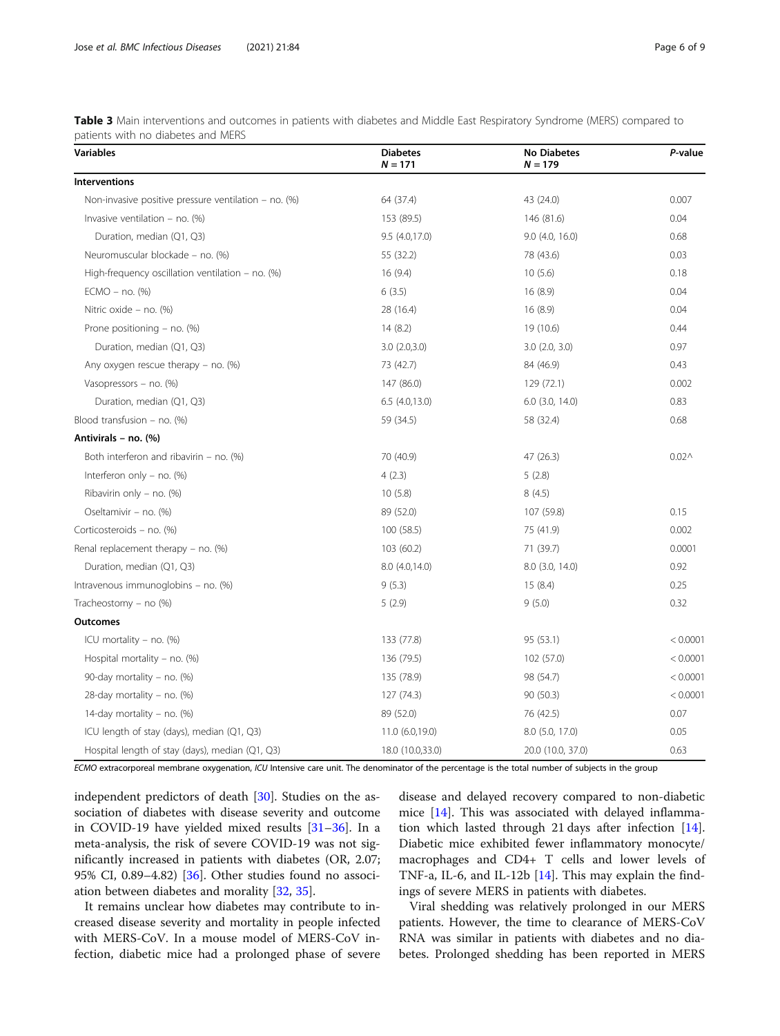**Table 3** Main interventions and outcomes in patients with diabetes and Middle East Respiratory Syndrome (MERS) compared to patients with no diabetes and MERS

| Variables | Diabetes $N = 171$ | No Diabetes $N = 179$ | *P*-value |
|---|---|---|---|
| **Interventions** | | | |
| Non-invasive positive pressure ventilation – no. (%) | 64 (37.4) | 43 (24.0) | 0.007 |
| Invasive ventilation – no. (%) | 153 (89.5) | 146 (81.6) | 0.04 |
| Duration, median (Q1, Q3) | 9.5 (4.0,17.0) | 9.0 (4.0, 16.0) | 0.68 |
| Neuromuscular blockade – no. (%) | 55 (32.2) | 78 (43.6) | 0.03 |
| High-frequency oscillation ventilation – no. (%) | 16 (9.4) | 10 (5.6) | 0.18 |
| ECMO – no. (%) | 6 (3.5) | 16 (8.9) | 0.04 |
| Nitric oxide – no. (%) | 28 (16.4) | 16 (8.9) | 0.04 |
| Prone positioning – no. (%) | 14 (8.2) | 19 (10.6) | 0.44 |
| Duration, median (Q1, Q3) | 3.0 (2.0,3.0) | 3.0 (2.0, 3.0) | 0.97 |
| Any oxygen rescue therapy – no. (%) | 73 (42.7) | 84 (46.9) | 0.43 |
| Vasopressors – no. (%) | 147 (86.0) | 129 (72.1) | 0.002 |
| Duration, median (Q1, Q3) | 6.5 (4.0,13.0) | 6.0 (3.0, 14.0) | 0.83 |
| Blood transfusion – no. (%) | 59 (34.5) | 58 (32.4) | 0.68 |
| **Antivirals – no. (%)** | | | |
| Both interferon and ribavirin – no. (%) | 70 (40.9) | 47 (26.3) | 0.02^ |
| Interferon only – no. (%) | 4 (2.3) | 5 (2.8) | |
| Ribavirin only – no. (%) | 10 (5.8) | 8 (4.5) | |
| Oseltamivir – no. (%) | 89 (52.0) | 107 (59.8) | 0.15 |
| Corticosteroids – no. (%) | 100 (58.5) | 75 (41.9) | 0.002 |
| Renal replacement therapy – no. (%) | 103 (60.2) | 71 (39.7) | 0.0001 |
| Duration, median (Q1, Q3) | 8.0 (4.0,14.0) | 8.0 (3.0, 14.0) | 0.92 |
| Intravenous immunoglobins – no. (%) | 9 (5.3) | 15 (8.4) | 0.25 |
| Tracheostomy – no (%) | 5 (2.9) | 9 (5.0) | 0.32 |
| **Outcomes** | | | |
| ICU mortality – no. (%) | 133 (77.8) | 95 (53.1) | < 0.0001 |
| Hospital mortality – no. (%) | 136 (79.5) | 102 (57.0) | < 0.0001 |
| 90-day mortality – no. (%) | 135 (78.9) | 98 (54.7) | < 0.0001 |
| 28-day mortality – no. (%) | 127 (74.3) | 90 (50.3) | < 0.0001 |
| 14-day mortality – no. (%) | 89 (52.0) | 76 (42.5) | 0.07 |
| ICU length of stay (days), median (Q1, Q3) | 11.0 (6.0,19.0) | 8.0 (5.0, 17.0) | 0.05 |
| Hospital length of stay (days), median (Q1, Q3) | 18.0 (10.0,33.0) | 20.0 (10.0, 37.0) | 0.63 |

*ECMO* extracorporeal membrane oxygenation, *ICU* Intensive care unit. The denominator of the percentage is the total number of subjects in the group

independent predictors of death [30]. Studies on the association of diabetes with disease severity and outcome in COVID-19 have yielded mixed results [31–36]. In a meta-analysis, the risk of severe COVID-19 was not significantly increased in patients with diabetes (OR, 2.07; 95% CI, 0.89–4.82) [36]. Other studies found no association between diabetes and morality [32, 35].

It remains unclear how diabetes may contribute to increased disease severity and mortality in people infected with MERS-CoV. In a mouse model of MERS-CoV infection, diabetic mice had a prolonged phase of severe disease and delayed recovery compared to non-diabetic mice [14]. This was associated with delayed inflammation which lasted through 21 days after infection [14]. Diabetic mice exhibited fewer inflammatory monocyte/macrophages and CD4+ T cells and lower levels of TNF-a, IL-6, and IL-12b [14]. This may explain the findings of severe MERS in patients with diabetes.

Viral shedding was relatively prolonged in our MERS patients. However, the time to clearance of MERS-CoV RNA was similar in patients with diabetes and no diabetes. Prolonged shedding has been reported in MERS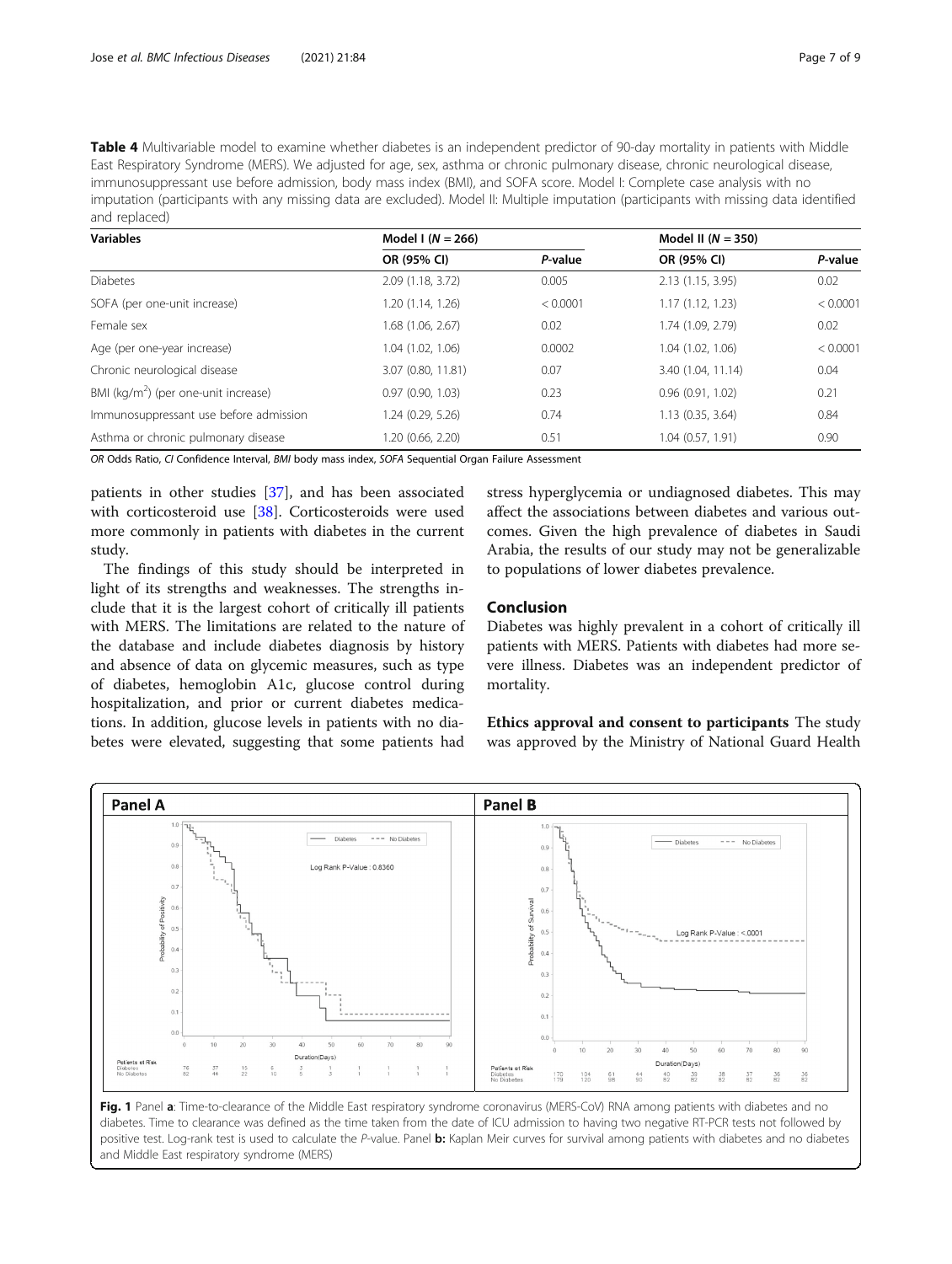**Table 4** Multivariable model to examine whether diabetes is an independent predictor of 90-day mortality in patients with Middle East Respiratory Syndrome (MERS). We adjusted for age, sex, asthma or chronic pulmonary disease, chronic neurological disease, immunosuppressant use before admission, body mass index (BMI), and SOFA score. Model I: Complete case analysis with no imputation (participants with any missing data are excluded). Model II: Multiple imputation (participants with missing data identified and replaced)

| Variables | Model I (*N* = 266) | | Model II (*N* = 350) | |
|---|---|---|---|---|
| | OR (95% CI) | *P*-value | OR (95% CI) | *P*-value |
| Diabetes | 2.09 (1.18, 3.72) | 0.005 | 2.13 (1.15, 3.95) | 0.02 |
| SOFA (per one-unit increase) | 1.20 (1.14, 1.26) | < 0.0001 | 1.17 (1.12, 1.23) | < 0.0001 |
| Female sex | 1.68 (1.06, 2.67) | 0.02 | 1.74 (1.09, 2.79) | 0.02 |
| Age (per one-year increase) | 1.04 (1.02, 1.06) | 0.0002 | 1.04 (1.02, 1.06) | < 0.0001 |
| Chronic neurological disease | 3.07 (0.80, 11.81) | 0.07 | 3.40 (1.04, 11.14) | 0.04 |
| BMI ($kg/m^2$) (per one-unit increase) | 0.97 (0.90, 1.03) | 0.23 | 0.96 (0.91, 1.02) | 0.21 |
| Immunosuppressant use before admission | 1.24 (0.29, 5.26) | 0.74 | 1.13 (0.35, 3.64) | 0.84 |
| Asthma or chronic pulmonary disease | 1.20 (0.66, 2.20) | 0.51 | 1.04 (0.57, 1.91) | 0.90 |

*OR* Odds Ratio, *CI* Confidence Interval, *BMI* body mass index, *SOFA* Sequential Organ Failure Assessment

patients in other studies [37], and has been associated with corticosteroid use [38]. Corticosteroids were used more commonly in patients with diabetes in the current study.

The findings of this study should be interpreted in light of its strengths and weaknesses. The strengths include that it is the largest cohort of critically ill patients with MERS. The limitations are related to the nature of the database and include diabetes diagnosis by history and absence of data on glycemic measures, such as type of diabetes, hemoglobin A1c, glucose control during hospitalization, and prior or current diabetes medications. In addition, glucose levels in patients with no diabetes were elevated, suggesting that some patients had stress hyperglycemia or undiagnosed diabetes. This may affect the associations between diabetes and various outcomes. Given the high prevalence of diabetes in Saudi Arabia, the results of our study may not be generalizable to populations of lower diabetes prevalence.

## Conclusion

Diabetes was highly prevalent in a cohort of critically ill patients with MERS. Patients with diabetes had more severe illness. Diabetes was an independent predictor of mortality.

**Ethics approval and consent to participants** The study was approved by the Ministry of National Guard Health

**Fig. 1** Panel **a**: Time-to-clearance of the Middle East respiratory syndrome coronavirus (MERS-CoV) RNA among patients with diabetes and no diabetes. Time to clearance was defined as the time taken from the date of ICU admission to having two negative RT-PCR tests not followed by positive test. Log-rank test is used to calculate the *P*-value. Panel **b:** Kaplan Meir curves for survival among patients with diabetes and no diabetes and Middle East respiratory syndrome (MERS)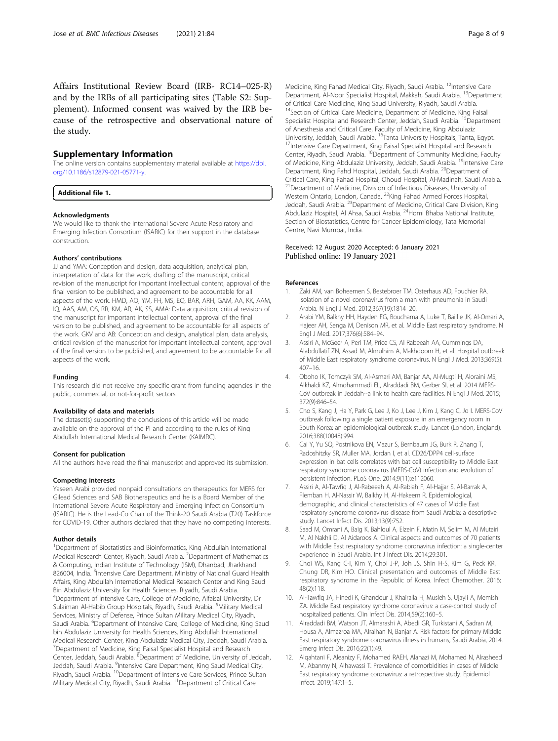Affairs Institutional Review Board (IRB- RC14–025-R) and by the IRBs of all participating sites (Table S2: Supplement). Informed consent was waived by the IRB because of the retrospective and observational nature of the study.

## Supplementary Information

The online version contains supplementary material available at https://doi.org/10.1186/s12879-021-05771-y.

**Additional file 1.**

### Acknowledgments

We would like to thank the International Severe Acute Respiratory and Emerging Infection Consortium (ISARIC) for their support in the database construction.

### Authors' contributions

JJ and YMA: Conception and design, data acquisition, analytical plan, interpretation of data for the work, drafting of the manuscript, critical revision of the manuscript for important intellectual content, approval of the final version to be published, and agreement to be accountable for all aspects of the work. HMD, AO, YM, FH, MS, EQ, BAR, ARH, GAM, AA, KK, AAM, IQ, AAS, AM, OS, RR, KM, AR, AK, SS, AMA: Data acquisition, critical revision of the manuscript for important intellectual content, approval of the final version to be published, and agreement to be accountable for all aspects of the work. GKV and AB: Conception and design, analytical plan, data analysis, critical revision of the manuscript for important intellectual content, approval of the final version to be published, and agreement to be accountable for all aspects of the work.

### Funding

This research did not receive any specific grant from funding agencies in the public, commercial, or not-for-profit sectors.

### Availability of data and materials

The dataset(s) supporting the conclusions of this article will be made available on the approval of the PI and according to the rules of King Abdullah International Medical Research Center (KAIMRC).

### Consent for publication

All the authors have read the final manuscript and approved its submission.

### Competing interests

Yaseen Arabi provided nonpaid consultations on therapeutics for MERS for Gilead Sciences and SAB Biotherapeutics and he is a Board Member of the International Severe Acute Respiratory and Emerging Infection Consortium (ISARIC). He is the Lead-Co Chair of the Think-20 Saudi Arabia (T20) Taskforce for COVID-19. Other authors declared that they have no competing interests.

### Author details

[1]Department of Biostatistics and Bioinformatics, King Abdullah International Medical Research Center, Riyadh, Saudi Arabia. [2]Department of Mathematics & Computing, Indian Institute of Technology (ISM), Dhanbad, Jharkhand 826004, India. [3]Intensive Care Department, Ministry of National Guard Health Affairs, King Abdullah International Medical Research Center and King Saud Bin Abdulaziz University for Health Sciences, Riyadh, Saudi Arabia. [4]Department of Intensive Care, College of Medicine, Alfaisal University, Dr Sulaiman Al-Habib Group Hospitals, Riyadh, Saudi Arabia. [5]Military Medical Services, Ministry of Defense, Prince Sultan Military Medical City, Riyadh, Saudi Arabia. [6]Department of Intensive Care, College of Medicine, King Saud bin Abdulaziz University for Health Sciences, King Abdullah International Medical Research Center, King Abdulaziz Medical City, Jeddah, Saudi Arabia. [7]Department of Medicine, King Faisal Specialist Hospital and Research Center, Jeddah, Saudi Arabia. [8]Department of Medicine, University of Jeddah, Jeddah, Saudi Arabia. [9]Intensive Care Department, King Saud Medical City, Riyadh, Saudi Arabia. [10]Department of Intensive Care Services, Prince Sultan Military Medical City, Riyadh, Saudi Arabia. [11]Department of Critical Care Medicine, King Fahad Medical City, Riyadh, Saudi Arabia. [12]Intensive Care Department, Al-Noor Specialist Hospital, Makkah, Saudi Arabia. [13]Department of Critical Care Medicine, King Saud University, Riyadh, Saudi Arabia. [14]Section of Critical Care Medicine, Department of Medicine, King Faisal Specialist Hospital and Research Center, Jeddah, Saudi Arabia. [15]Department of Anesthesia and Critical Care, Faculty of Medicine, King Abdulaziz University, Jeddah, Saudi Arabia. [16]Tanta University Hospitals, Tanta, Egypt. [17]Intensive Care Department, King Faisal Specialist Hospital and Research Center, Riyadh, Saudi Arabia. [18]Department of Community Medicine, Faculty of Medicine, King Abdulaziz University, Jeddah, Saudi Arabia. [19]Intensive Care Department, King Fahd Hospital, Jeddah, Saudi Arabia. [20]Department of Critical Care, King Fahad Hospital, Ohoud Hospital, Al-Madinah, Saudi Arabia. [21]Department of Medicine, Division of Infectious Diseases, University of Western Ontario, London, Canada. [22]King Fahad Armed Forces Hospital, Jeddah, Saudi Arabia. [23]Department of Medicine, Critical Care Division, King Abdulaziz Hospital, Al Ahsa, Saudi Arabia. [24]Homi Bhaba National Institute, Section of Biostatistics, Centre for Cancer Epidemiology, Tata Memorial Centre, Navi Mumbai, India.

Received: 12 August 2020 Accepted: 6 January 2021
Published online: 19 January 2021

### References

1. Zaki AM, van Boheemen S, Bestebroer TM, Osterhaus AD, Fouchier RA. Isolation of a novel coronavirus from a man with pneumonia in Saudi Arabia. N Engl J Med. 2012;367(19):1814–20.
2. Arabi YM, Balkhy HH, Hayden FG, Bouchama A, Luke T, Baillie JK, Al-Omari A, Hajeer AH, Senga M, Denison MR, et al. Middle East respiratory syndrome. N Engl J Med. 2017;376(6):584–94.
3. Assiri A, McGeer A, Perl TM, Price CS, Al Rabeeah AA, Cummings DA, Alabdullatif ZN, Assad M, Almulhim A, Makhdoom H, et al. Hospital outbreak of Middle East respiratory syndrome coronavirus. N Engl J Med. 2013;369(5): 407–16.
4. Oboho IK, Tomczyk SM, Al-Asmari AM, Banjar AA, Al-Mugti H, Aloraini MS, Alkhaldi KZ, Almohammadi EL, Alraddadi BM, Gerber SI, et al. 2014 MERS-CoV outbreak in Jeddah--a link to health care facilities. N Engl J Med. 2015; 372(9):846–54.
5. Cho S, Kang J, Ha Y, Park G, Lee J, Ko J, Lee J, Kim J, Kang C, Jo I. MERS-CoV outbreak following a single patient exposure in an emergency room in South Korea: an epidemiological outbreak study. Lancet (London, England). 2016;388(10048):994.
6. Cai Y, Yu SQ, Postnikova EN, Mazur S, Bernbaum JG, Burk R, Zhang T, Radoshitzky SR, Muller MA, Jordan I, et al. CD26/DPP4 cell-surface expression in bat cells correlates with bat cell susceptibility to Middle East respiratory syndrome coronavirus (MERS-CoV) infection and evolution of persistent infection. PLoS One. 2014;9(11):e112060.
7. Assiri A, Al-Tawfiq J, Al-Rabeeah A, Al-Rabiah F, Al-Hajjar S, Al-Barrak A, Flemban H, Al-Nassir W, Balkhy H, Al-Hakeem R. Epidemiological, demographic, and clinical characteristics of 47 cases of Middle East respiratory syndrome coronavirus disease from Saudi Arabia: a descriptive study. Lancet Infect Dis. 2013;13(9):752.
8. Saad M, Omrani A, Baig K, Bahloul A, Elzein F, Matin M, Selim M, Al Mutairi M, Al Nakhli D, Al Aidaroos A. Clinical aspects and outcomes of 70 patients with Middle East respiratory syndrome coronavirus infection: a single-center experience in Saudi Arabia. Int J Infect Dis. 2014;29:301.
9. Choi WS, Kang C-I, Kim Y, Choi J-P, Joh JS, Shin H-S, Kim G, Peck KR, Chung DR, Kim HO. Clinical presentation and outcomes of Middle East respiratory syndrome in the Republic of Korea. Infect Chemother. 2016; 48(2):118.
10. Al-Tawfiq JA, Hinedi K, Ghandour J, Khairalla H, Musleh S, Ujayli A, Memish ZA. Middle East respiratory syndrome coronavirus: a case-control study of hospitalized patients. Clin Infect Dis. 2014;59(2):160–5.
11. Alraddadi BM, Watson JT, Almarashi A, Abedi GR, Turkistani A, Sadran M, Housa A, Almazroa MA, Alraihan N, Banjar A. Risk factors for primary Middle East respiratory syndrome coronavirus illness in humans, Saudi Arabia, 2014. Emerg Infect Dis. 2016;22(1):49.
12. Alqahtani F, Aleanizy F, Mohamed RAEH, Alanazi M, Mohamed N, Alrasheed M, Abanmy N, Alhawassi T. Prevalence of comorbidities in cases of Middle East respiratory syndrome coronavirus: a retrospective study. Epidemiol Infect. 2019;147:1–5.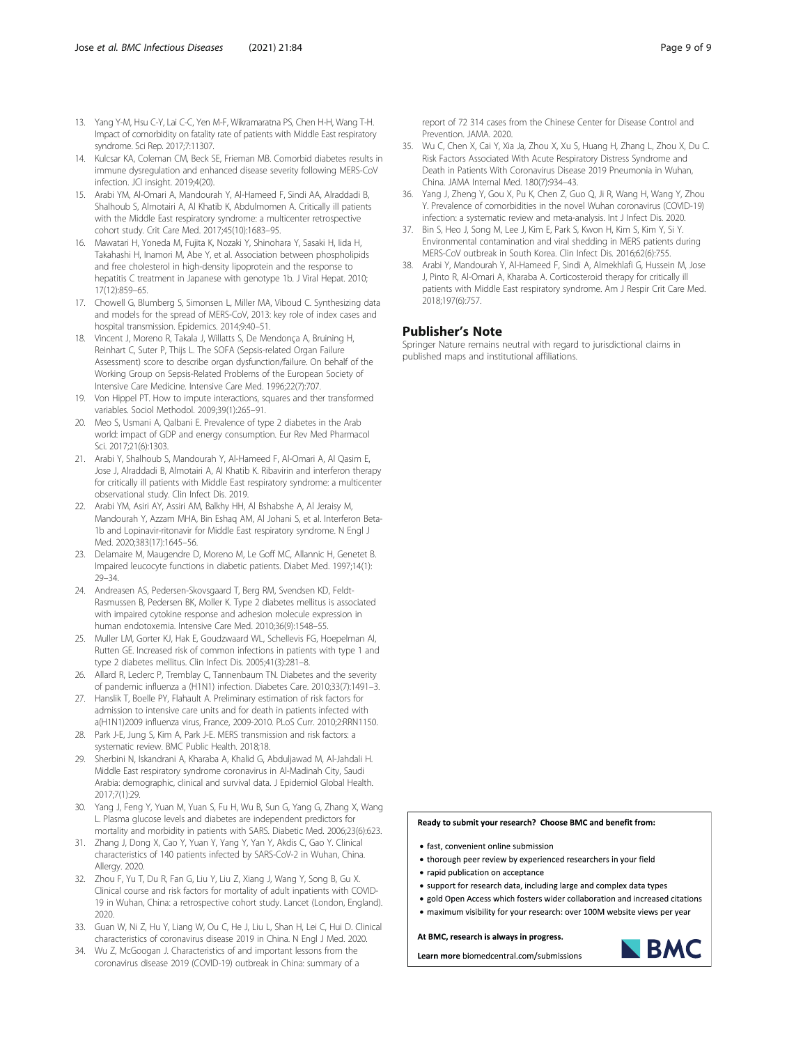13. Yang Y-M, Hsu C-Y, Lai C-C, Yen M-F, Wikramaratna PS, Chen H-H, Wang T-H. Impact of comorbidity on fatality rate of patients with Middle East respiratory syndrome. Sci Rep. 2017;7:11307.
14. Kulcsar KA, Coleman CM, Beck SE, Frieman MB. Comorbid diabetes results in immune dysregulation and enhanced disease severity following MERS-CoV infection. JCI insight. 2019;4(20).
15. Arabi YM, Al-Omari A, Mandourah Y, Al-Hameed F, Sindi AA, Alraddadi B, Shalhoub S, Almotairi A, Al Khatib K, Abdulmomen A. Critically ill patients with the Middle East respiratory syndrome: a multicenter retrospective cohort study. Crit Care Med. 2017;45(10):1683–95.
16. Mawatari H, Yoneda M, Fujita K, Nozaki Y, Shinohara Y, Sasaki H, Iida H, Takahashi H, Inamori M, Abe Y, et al. Association between phospholipids and free cholesterol in high-density lipoprotein and the response to hepatitis C treatment in Japanese with genotype 1b. J Viral Hepat. 2010; 17(12):859–65.
17. Chowell G, Blumberg S, Simonsen L, Miller MA, Viboud C. Synthesizing data and models for the spread of MERS-CoV, 2013: key role of index cases and hospital transmission. Epidemics. 2014;9:40–51.
18. Vincent J, Moreno R, Takala J, Willatts S, De Mendonça A, Bruining H, Reinhart C, Suter P, Thijs L. The SOFA (Sepsis-related Organ Failure Assessment) score to describe organ dysfunction/failure. On behalf of the Working Group on Sepsis-Related Problems of the European Society of Intensive Care Medicine. Intensive Care Med. 1996;22(7):707.
19. Von Hippel PT. How to impute interactions, squares and ther transformed variables. Sociol Methodol. 2009;39(1):265–91.
20. Meo S, Usmani A, Qalbani E. Prevalence of type 2 diabetes in the Arab world: impact of GDP and energy consumption. Eur Rev Med Pharmacol Sci. 2017;21(6):1303.
21. Arabi Y, Shalhoub S, Mandourah Y, Al-Hameed F, Al-Omari A, Al Qasim E, Jose J, Alraddadi B, Almotairi A, Al Khatib K. Ribavirin and interferon therapy for critically ill patients with Middle East respiratory syndrome: a multicenter observational study. Clin Infect Dis. 2019.
22. Arabi YM, Asiri AY, Assiri AM, Balkhy HH, Al Bshabshe A, Al Jeraisy M, Mandourah Y, Azzam MHA, Bin Eshaq AM, Al Johani S, et al. Interferon Beta-1b and Lopinavir-ritonavir for Middle East respiratory syndrome. N Engl J Med. 2020;383(17):1645–56.
23. Delamaire M, Maugendre D, Moreno M, Le Goff MC, Allannic H, Genetet B. Impaired leucocyte functions in diabetic patients. Diabet Med. 1997;14(1): 29–34.
24. Andreasen AS, Pedersen-Skovsgaard T, Berg RM, Svendsen KD, Feldt-Rasmussen B, Pedersen BK, Moller K. Type 2 diabetes mellitus is associated with impaired cytokine response and adhesion molecule expression in human endotoxemia. Intensive Care Med. 2010;36(9):1548–55.
25. Muller LM, Gorter KJ, Hak E, Goudzwaard WL, Schellevis FG, Hoepelman AI, Rutten GE. Increased risk of common infections in patients with type 1 and type 2 diabetes mellitus. Clin Infect Dis. 2005;41(3):281–8.
26. Allard R, Leclerc P, Tremblay C, Tannenbaum TN. Diabetes and the severity of pandemic influenza a (H1N1) infection. Diabetes Care. 2010;33(7):1491–3.
27. Hanslik T, Boelle PY, Flahault A. Preliminary estimation of risk factors for admission to intensive care units and for death in patients infected with a(H1N1)2009 influenza virus, France, 2009-2010. PLoS Curr. 2010;2:RRN1150.
28. Park J-E, Jung S, Kim A, Park J-E. MERS transmission and risk factors: a systematic review. BMC Public Health. 2018;18.
29. Sherbini N, Iskandrani A, Kharaba A, Khalid G, Abduljawad M, Al-Jahdali H. Middle East respiratory syndrome coronavirus in Al-Madinah City, Saudi Arabia: demographic, clinical and survival data. J Epidemiol Global Health. 2017;7(1):29.
30. Yang J, Feng Y, Yuan M, Yuan S, Fu H, Wu B, Sun G, Yang G, Zhang X, Wang L. Plasma glucose levels and diabetes are independent predictors for mortality and morbidity in patients with SARS. Diabetic Med. 2006;23(6):623.
31. Zhang J, Dong X, Cao Y, Yuan Y, Yang Y, Yan Y, Akdis C, Gao Y. Clinical characteristics of 140 patients infected by SARS-CoV-2 in Wuhan, China. Allergy. 2020.
32. Zhou F, Yu T, Du R, Fan G, Liu Y, Liu Z, Xiang J, Wang Y, Song B, Gu X. Clinical course and risk factors for mortality of adult inpatients with COVID-19 in Wuhan, China: a retrospective cohort study. Lancet (London, England). 2020.
33. Guan W, Ni Z, Hu Y, Liang W, Ou C, He J, Liu L, Shan H, Lei C, Hui D. Clinical characteristics of coronavirus disease 2019 in China. N Engl J Med. 2020.
34. Wu Z, McGoogan J. Characteristics of and important lessons from the coronavirus disease 2019 (COVID-19) outbreak in China: summary of a report of 72 314 cases from the Chinese Center for Disease Control and Prevention. JAMA. 2020.
35. Wu C, Chen X, Cai Y, Xia Ja, Zhou X, Xu S, Huang H, Zhang L, Zhou X, Du C. Risk Factors Associated With Acute Respiratory Distress Syndrome and Death in Patients With Coronavirus Disease 2019 Pneumonia in Wuhan, China. JAMA Internal Med. 180(7):934–43.
36. Yang J, Zheng Y, Gou X, Pu K, Chen Z, Guo Q, Ji R, Wang H, Wang Y, Zhou Y. Prevalence of comorbidities in the novel Wuhan coronavirus (COVID-19) infection: a systematic review and meta-analysis. Int J Infect Dis. 2020.
37. Bin S, Heo J, Song M, Lee J, Kim E, Park S, Kwon H, Kim S, Kim Y, Si Y. Environmental contamination and viral shedding in MERS patients during MERS-CoV outbreak in South Korea. Clin Infect Dis. 2016;62(6):755.
38. Arabi Y, Mandourah Y, Al-Hameed F, Sindi A, Almekhlafi G, Hussein M, Jose J, Pinto R, Al-Omari A, Kharaba A. Corticosteroid therapy for critically ill patients with Middle East respiratory syndrome. Am J Respir Crit Care Med. 2018;197(6):757.

## Publisher's Note

Springer Nature remains neutral with regard to jurisdictional claims in published maps and institutional affiliations.

**Ready to submit your research? Choose BMC and benefit from:**

- fast, convenient online submission
- thorough peer review by experienced researchers in your field
- rapid publication on acceptance
- support for research data, including large and complex data types
- gold Open Access which fosters wider collaboration and increased citations
- maximum visibility for your research: over 100M website views per year

**At BMC, research is always in progress.**

**Learn more** biomedcentral.com/submissions

BMC